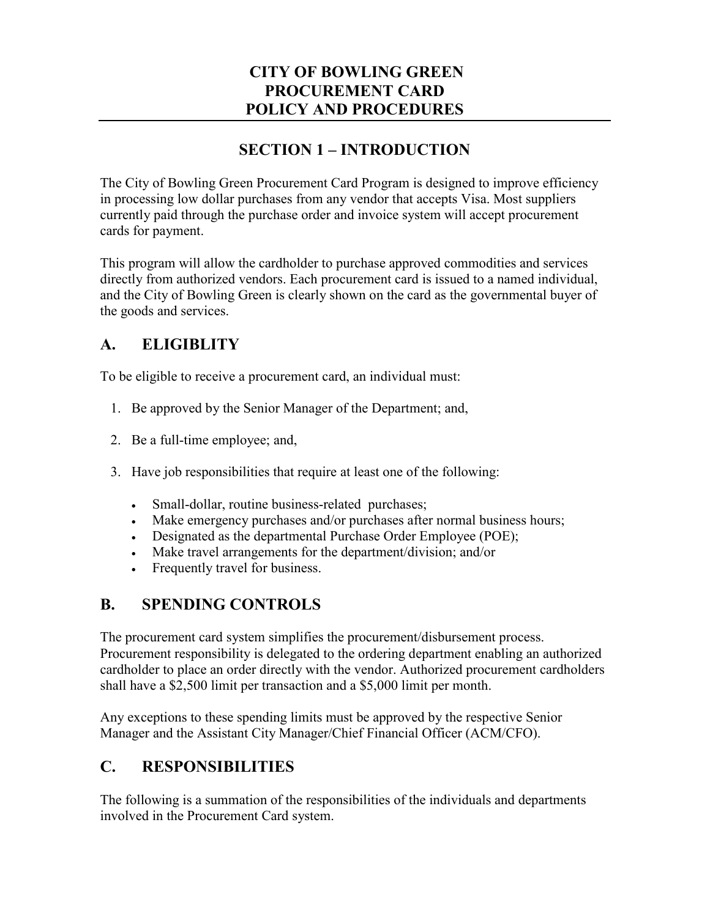# CITY OF BOWLING GREEN PROCUREMENT CARD POLICY AND PROCEDURES

## SECTION 1 – INTRODUCTION

The City of Bowling Green Procurement Card Program is designed to improve efficiency in processing low dollar purchases from any vendor that accepts Visa. Most suppliers currently paid through the purchase order and invoice system will accept procurement cards for payment.

This program will allow the cardholder to purchase approved commodities and services directly from authorized vendors. Each procurement card is issued to a named individual, and the City of Bowling Green is clearly shown on the card as the governmental buyer of the goods and services.

### A. ELIGIBLITY

To be eligible to receive a procurement card, an individual must:

1. Be approved by the Senior Manager of the Department; and,
2. Be a full-time employee; and,
3. Have job responsibilities that require at least one of the following:
   - Small-dollar, routine business-related purchases;
   - Make emergency purchases and/or purchases after normal business hours;
   - Designated as the departmental Purchase Order Employee (POE);
   - Make travel arrangements for the department/division; and/or
   - Frequently travel for business.

### B. SPENDING CONTROLS

The procurement card system simplifies the procurement/disbursement process. Procurement responsibility is delegated to the ordering department enabling an authorized cardholder to place an order directly with the vendor. Authorized procurement cardholders shall have a $2,500 limit per transaction and a $5,000 limit per month.

Any exceptions to these spending limits must be approved by the respective Senior Manager and the Assistant City Manager/Chief Financial Officer (ACM/CFO).

### C. RESPONSIBILITIES

The following is a summation of the responsibilities of the individuals and departments involved in the Procurement Card system.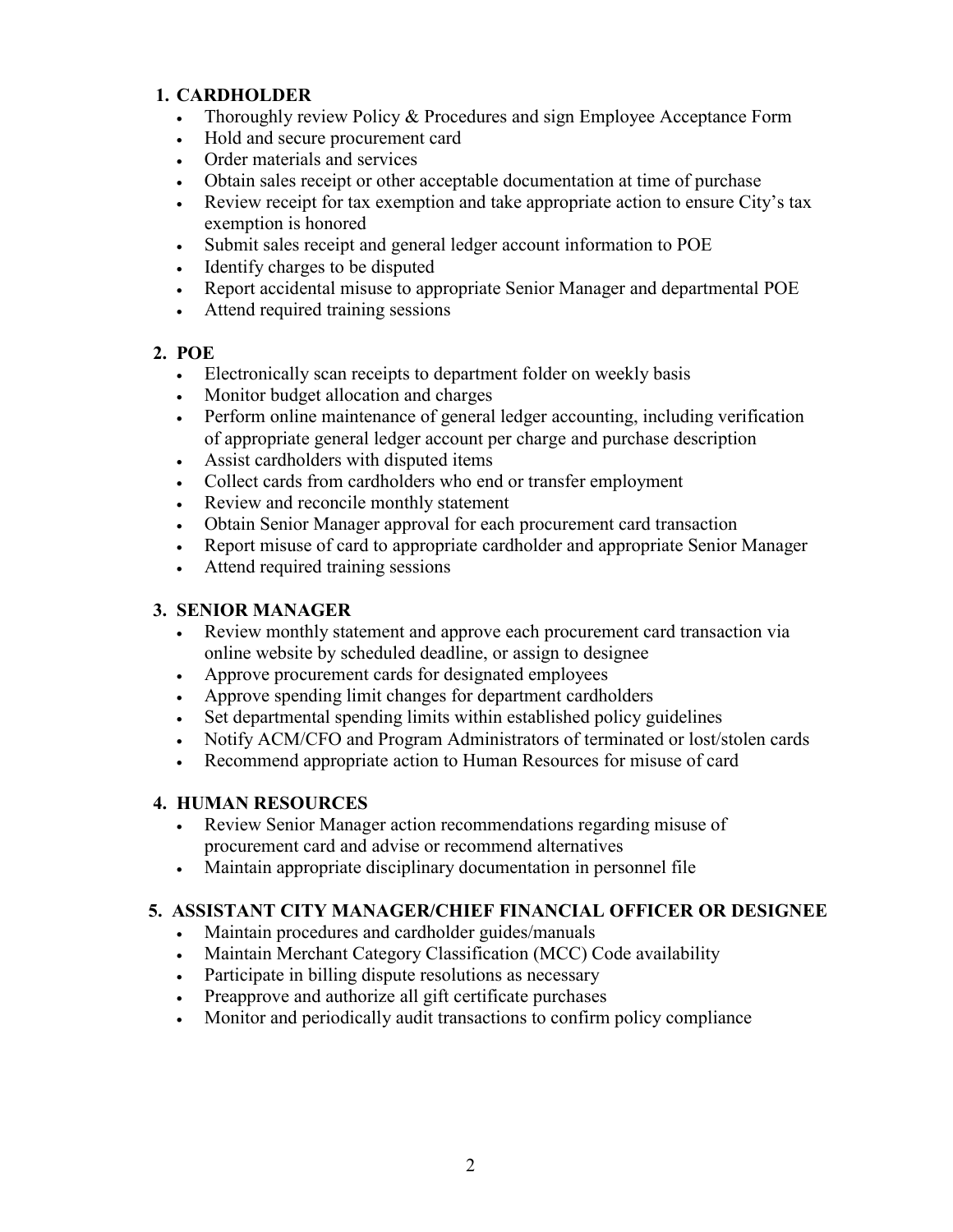1. **CARDHOLDER**
    - Thoroughly review Policy & Procedures and sign Employee Acceptance Form
    - Hold and secure procurement card
    - Order materials and services
    - Obtain sales receipt or other acceptable documentation at time of purchase
    - Review receipt for tax exemption and take appropriate action to ensure City's tax exemption is honored
    - Submit sales receipt and general ledger account information to POE
    - Identify charges to be disputed
    - Report accidental misuse to appropriate Senior Manager and departmental POE
    - Attend required training sessions

2. **POE**
    - Electronically scan receipts to department folder on weekly basis
    - Monitor budget allocation and charges
    - Perform online maintenance of general ledger accounting, including verification of appropriate general ledger account per charge and purchase description
    - Assist cardholders with disputed items
    - Collect cards from cardholders who end or transfer employment
    - Review and reconcile monthly statement
    - Obtain Senior Manager approval for each procurement card transaction
    - Report misuse of card to appropriate cardholder and appropriate Senior Manager
    - Attend required training sessions

3. **SENIOR MANAGER**
    - Review monthly statement and approve each procurement card transaction via online website by scheduled deadline, or assign to designee
    - Approve procurement cards for designated employees
    - Approve spending limit changes for department cardholders
    - Set departmental spending limits within established policy guidelines
    - Notify ACM/CFO and Program Administrators of terminated or lost/stolen cards
    - Recommend appropriate action to Human Resources for misuse of card

4. **HUMAN RESOURCES**
    - Review Senior Manager action recommendations regarding misuse of procurement card and advise or recommend alternatives
    - Maintain appropriate disciplinary documentation in personnel file

5. **ASSISTANT CITY MANAGER/CHIEF FINANCIAL OFFICER OR DESIGNEE**
    - Maintain procedures and cardholder guides/manuals
    - Maintain Merchant Category Classification (MCC) Code availability
    - Participate in billing dispute resolutions as necessary
    - Preapprove and authorize all gift certificate purchases
    - Monitor and periodically audit transactions to confirm policy compliance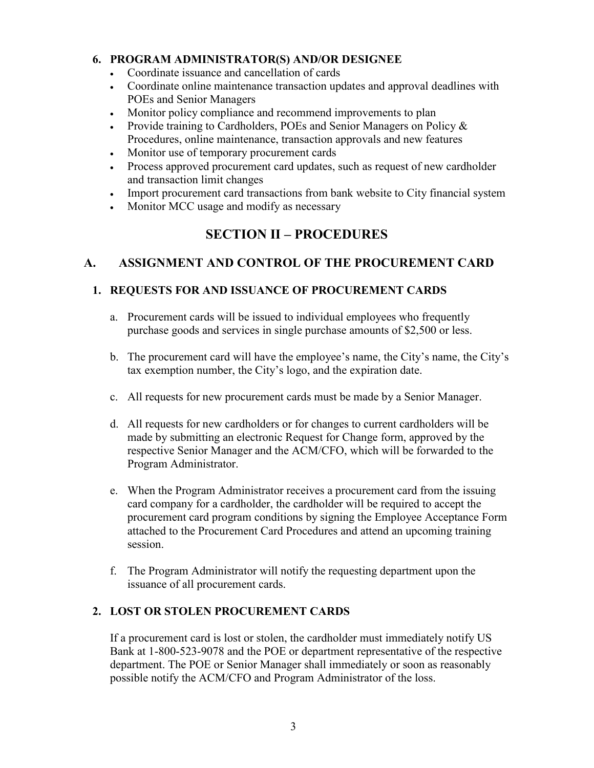### 6. PROGRAM ADMINISTRATOR(S) AND/OR DESIGNEE

- Coordinate issuance and cancellation of cards
- Coordinate online maintenance transaction updates and approval deadlines with POEs and Senior Managers
- Monitor policy compliance and recommend improvements to plan
- Provide training to Cardholders, POEs and Senior Managers on Policy & Procedures, online maintenance, transaction approvals and new features
- Monitor use of temporary procurement cards
- Process approved procurement card updates, such as request of new cardholder and transaction limit changes
- Import procurement card transactions from bank website to City financial system
- Monitor MCC usage and modify as necessary

# SECTION II – PROCEDURES

## A. ASSIGNMENT AND CONTROL OF THE PROCUREMENT CARD

### 1. REQUESTS FOR AND ISSUANCE OF PROCUREMENT CARDS

a. Procurement cards will be issued to individual employees who frequently purchase goods and services in single purchase amounts of $2,500 or less.

b. The procurement card will have the employee's name, the City's name, the City's tax exemption number, the City's logo, and the expiration date.

c. All requests for new procurement cards must be made by a Senior Manager.

d. All requests for new cardholders or for changes to current cardholders will be made by submitting an electronic Request for Change form, approved by the respective Senior Manager and the ACM/CFO, which will be forwarded to the Program Administrator.

e. When the Program Administrator receives a procurement card from the issuing card company for a cardholder, the cardholder will be required to accept the procurement card program conditions by signing the Employee Acceptance Form attached to the Procurement Card Procedures and attend an upcoming training session.

f. The Program Administrator will notify the requesting department upon the issuance of all procurement cards.

### 2. LOST OR STOLEN PROCUREMENT CARDS

If a procurement card is lost or stolen, the cardholder must immediately notify US Bank at 1-800-523-9078 and the POE or department representative of the respective department. The POE or Senior Manager shall immediately or soon as reasonably possible notify the ACM/CFO and Program Administrator of the loss.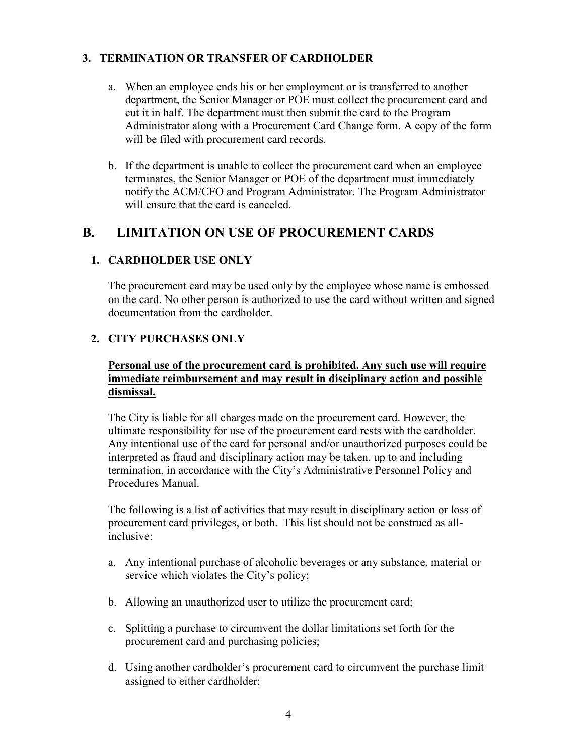### 3. TERMINATION OR TRANSFER OF CARDHOLDER

a. When an employee ends his or her employment or is transferred to another department, the Senior Manager or POE must collect the procurement card and cut it in half. The department must then submit the card to the Program Administrator along with a Procurement Card Change form. A copy of the form will be filed with procurement card records.

b. If the department is unable to collect the procurement card when an employee terminates, the Senior Manager or POE of the department must immediately notify the ACM/CFO and Program Administrator. The Program Administrator will ensure that the card is canceled.

## B. LIMITATION ON USE OF PROCUREMENT CARDS

### 1. CARDHOLDER USE ONLY

The procurement card may be used only by the employee whose name is embossed on the card. No other person is authorized to use the card without written and signed documentation from the cardholder.

### 2. CITY PURCHASES ONLY

**Personal use of the procurement card is prohibited. Any such use will require immediate reimbursement and may result in disciplinary action and possible dismissal.**

The City is liable for all charges made on the procurement card. However, the ultimate responsibility for use of the procurement card rests with the cardholder. Any intentional use of the card for personal and/or unauthorized purposes could be interpreted as fraud and disciplinary action may be taken, up to and including termination, in accordance with the City's Administrative Personnel Policy and Procedures Manual.

The following is a list of activities that may result in disciplinary action or loss of procurement card privileges, or both. This list should not be construed as all-inclusive:

a. Any intentional purchase of alcoholic beverages or any substance, material or service which violates the City's policy;

b. Allowing an unauthorized user to utilize the procurement card;

c. Splitting a purchase to circumvent the dollar limitations set forth for the procurement card and purchasing policies;

d. Using another cardholder's procurement card to circumvent the purchase limit assigned to either cardholder;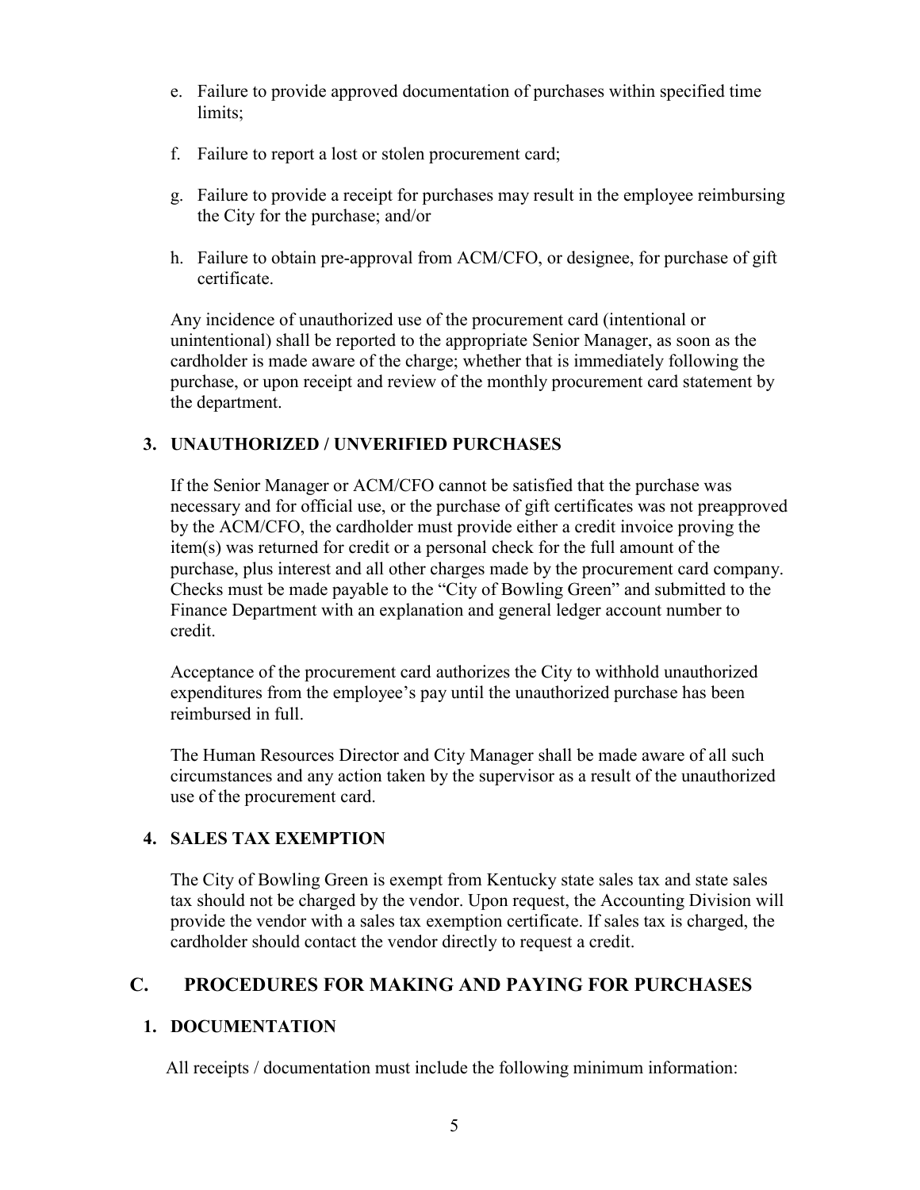e. Failure to provide approved documentation of purchases within specified time limits;

f. Failure to report a lost or stolen procurement card;

g. Failure to provide a receipt for purchases may result in the employee reimbursing the City for the purchase; and/or

h. Failure to obtain pre-approval from ACM/CFO, or designee, for purchase of gift certificate.

Any incidence of unauthorized use of the procurement card (intentional or unintentional) shall be reported to the appropriate Senior Manager, as soon as the cardholder is made aware of the charge; whether that is immediately following the purchase, or upon receipt and review of the monthly procurement card statement by the department.

### 3. UNAUTHORIZED / UNVERIFIED PURCHASES

If the Senior Manager or ACM/CFO cannot be satisfied that the purchase was necessary and for official use, or the purchase of gift certificates was not preapproved by the ACM/CFO, the cardholder must provide either a credit invoice proving the item(s) was returned for credit or a personal check for the full amount of the purchase, plus interest and all other charges made by the procurement card company. Checks must be made payable to the "City of Bowling Green" and submitted to the Finance Department with an explanation and general ledger account number to credit.

Acceptance of the procurement card authorizes the City to withhold unauthorized expenditures from the employee's pay until the unauthorized purchase has been reimbursed in full.

The Human Resources Director and City Manager shall be made aware of all such circumstances and any action taken by the supervisor as a result of the unauthorized use of the procurement card.

### 4. SALES TAX EXEMPTION

The City of Bowling Green is exempt from Kentucky state sales tax and state sales tax should not be charged by the vendor. Upon request, the Accounting Division will provide the vendor with a sales tax exemption certificate. If sales tax is charged, the cardholder should contact the vendor directly to request a credit.

## C. PROCEDURES FOR MAKING AND PAYING FOR PURCHASES

### 1. DOCUMENTATION

All receipts / documentation must include the following minimum information: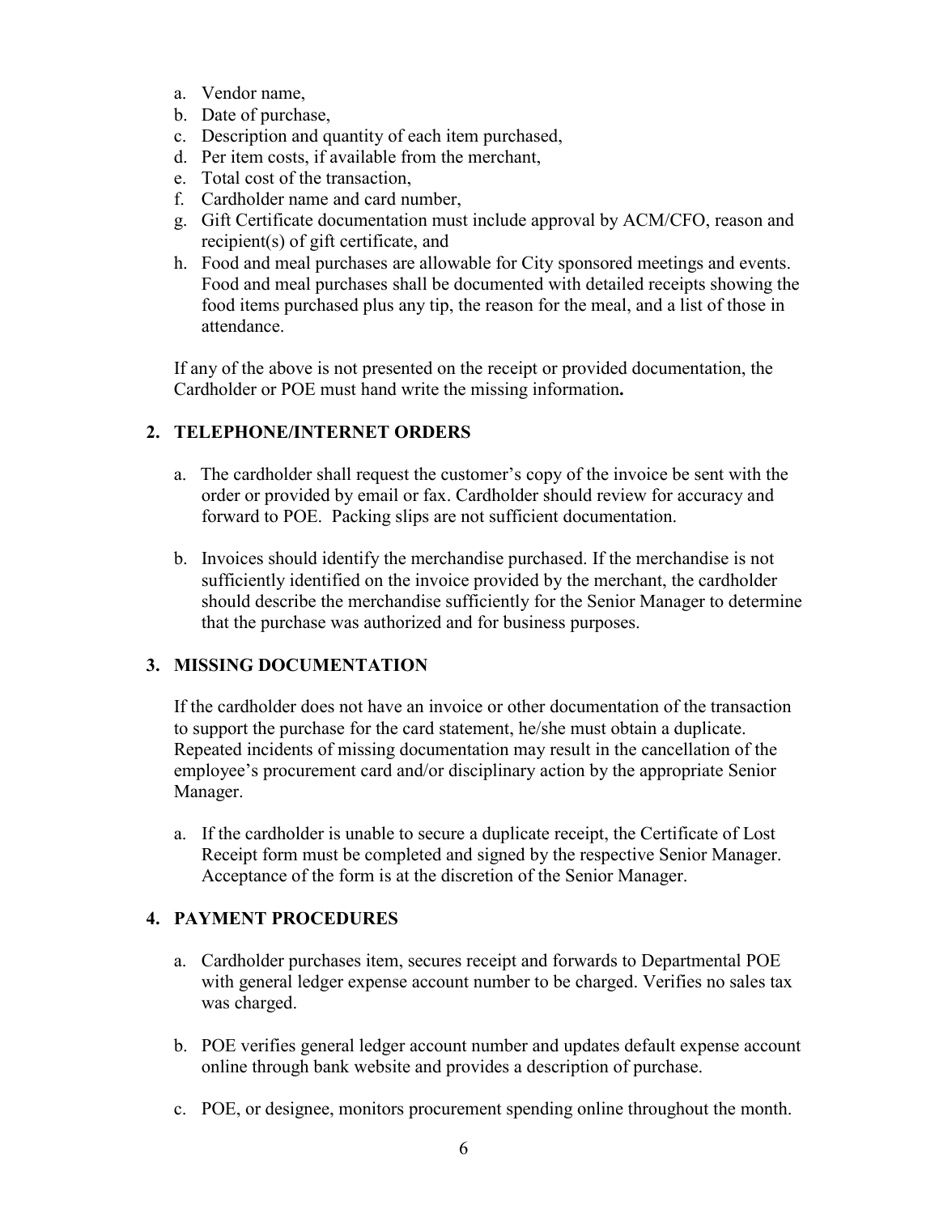a. Vendor name,
b. Date of purchase,
c. Description and quantity of each item purchased,
d. Per item costs, if available from the merchant,
e. Total cost of the transaction,
f. Cardholder name and card number,
g. Gift Certificate documentation must include approval by ACM/CFO, reason and recipient(s) of gift certificate, and
h. Food and meal purchases are allowable for City sponsored meetings and events. Food and meal purchases shall be documented with detailed receipts showing the food items purchased plus any tip, the reason for the meal, and a list of those in attendance.

If any of the above is not presented on the receipt or provided documentation, the Cardholder or POE must hand write the missing information**.**

## 2. TELEPHONE/INTERNET ORDERS

a. The cardholder shall request the customer's copy of the invoice be sent with the order or provided by email or fax. Cardholder should review for accuracy and forward to POE. Packing slips are not sufficient documentation.

b. Invoices should identify the merchandise purchased. If the merchandise is not sufficiently identified on the invoice provided by the merchant, the cardholder should describe the merchandise sufficiently for the Senior Manager to determine that the purchase was authorized and for business purposes.

## 3. MISSING DOCUMENTATION

If the cardholder does not have an invoice or other documentation of the transaction to support the purchase for the card statement, he/she must obtain a duplicate. Repeated incidents of missing documentation may result in the cancellation of the employee's procurement card and/or disciplinary action by the appropriate Senior Manager.

a. If the cardholder is unable to secure a duplicate receipt, the Certificate of Lost Receipt form must be completed and signed by the respective Senior Manager. Acceptance of the form is at the discretion of the Senior Manager.

## 4. PAYMENT PROCEDURES

a. Cardholder purchases item, secures receipt and forwards to Departmental POE with general ledger expense account number to be charged. Verifies no sales tax was charged.

b. POE verifies general ledger account number and updates default expense account online through bank website and provides a description of purchase.

c. POE, or designee, monitors procurement spending online throughout the month.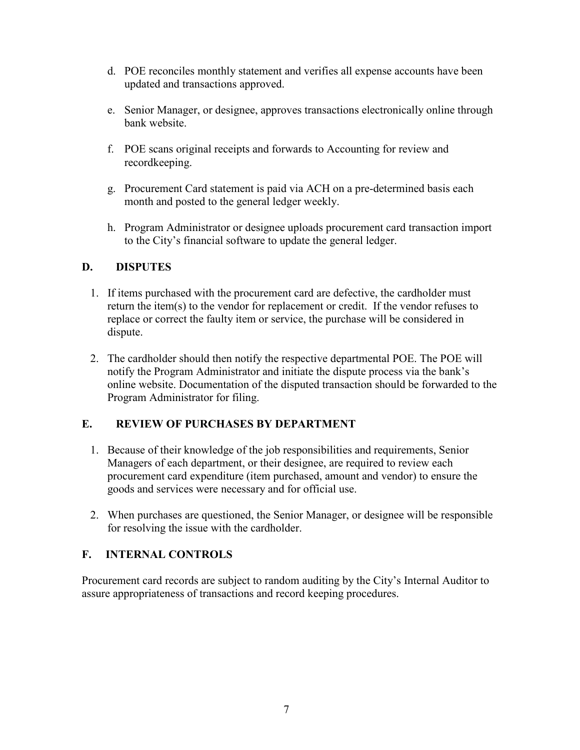d. POE reconciles monthly statement and verifies all expense accounts have been updated and transactions approved.

e. Senior Manager, or designee, approves transactions electronically online through bank website.

f. POE scans original receipts and forwards to Accounting for review and recordkeeping.

g. Procurement Card statement is paid via ACH on a pre-determined basis each month and posted to the general ledger weekly.

h. Program Administrator or designee uploads procurement card transaction import to the City's financial software to update the general ledger.

## D. DISPUTES

1. If items purchased with the procurement card are defective, the cardholder must return the item(s) to the vendor for replacement or credit. If the vendor refuses to replace or correct the faulty item or service, the purchase will be considered in dispute.

2. The cardholder should then notify the respective departmental POE. The POE will notify the Program Administrator and initiate the dispute process via the bank's online website. Documentation of the disputed transaction should be forwarded to the Program Administrator for filing.

## E. REVIEW OF PURCHASES BY DEPARTMENT

1. Because of their knowledge of the job responsibilities and requirements, Senior Managers of each department, or their designee, are required to review each procurement card expenditure (item purchased, amount and vendor) to ensure the goods and services were necessary and for official use.

2. When purchases are questioned, the Senior Manager, or designee will be responsible for resolving the issue with the cardholder.

## F. INTERNAL CONTROLS

Procurement card records are subject to random auditing by the City's Internal Auditor to assure appropriateness of transactions and record keeping procedures.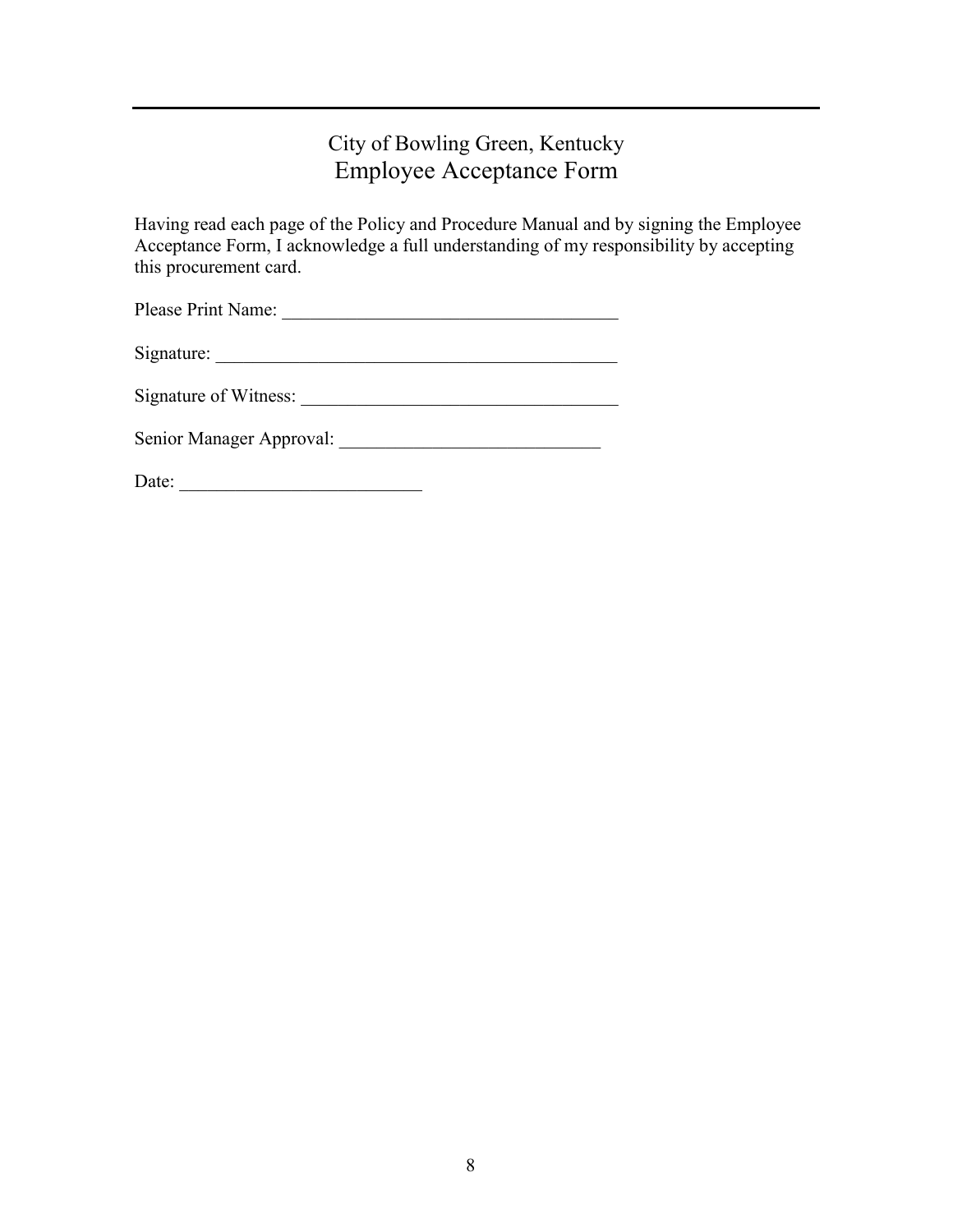# City of Bowling Green, Kentucky
## Employee Acceptance Form

Having read each page of the Policy and Procedure Manual and by signing the Employee Acceptance Form, I acknowledge a full understanding of my responsibility by accepting this procurement card.

Please Print Name: ____________________________________

Signature: ____________________________________________

Signature of Witness: __________________________________

Senior Manager Approval: ____________________________

Date: __________________________